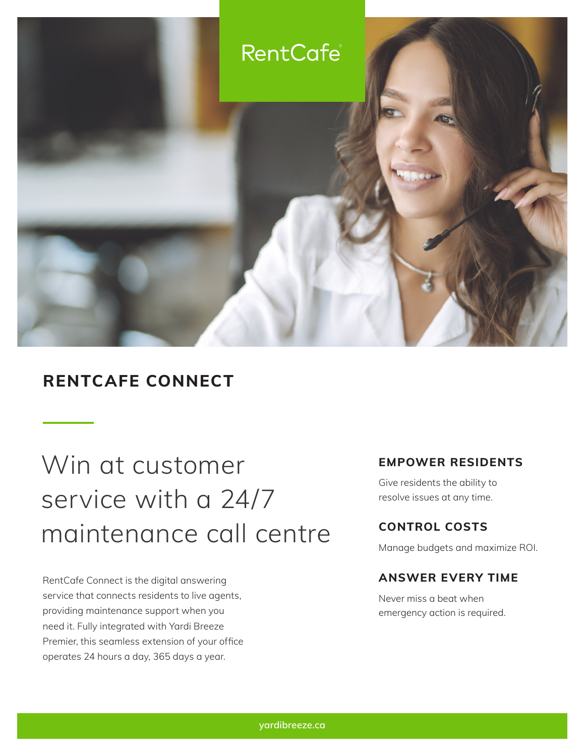RentCafe

## RENTCAFE CONNECT

# Win at customer service with a 24/7 maintenance call centre

RentCafe Connect is the digital answering service that connects residents to live agents, providing maintenance support when you need it. Fully integrated with Yardi Breeze Premier, this seamless extension of your office operates 24 hours a day, 365 days a year.

### EMPOWER RESIDENTS

Give residents the ability to resolve issues at any time.

### CONTROL COSTS

Manage budgets and maximize ROI.

### ANSWER EVERY TIME

Never miss a beat when emergency action is required.

yardibreeze.ca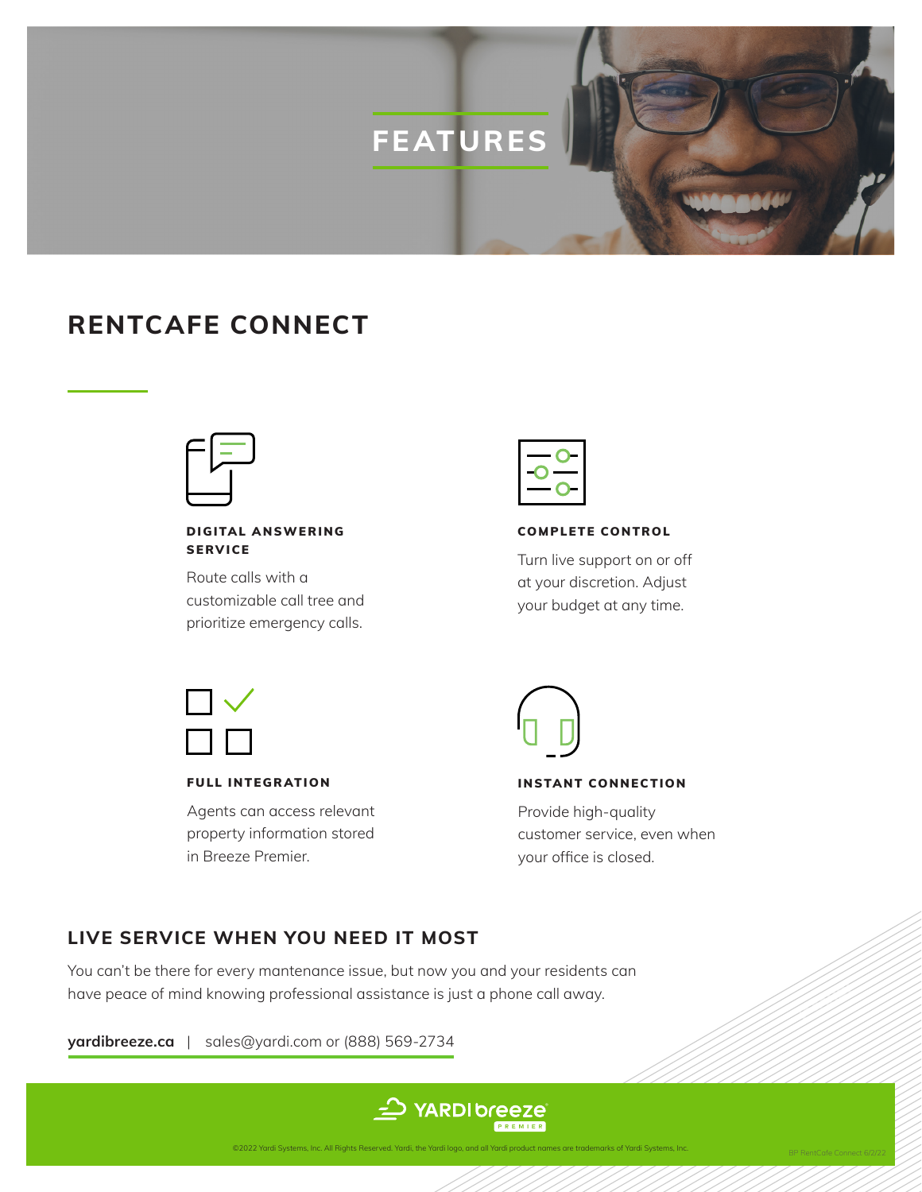FEATURES

# RENTCAFE CONNECT

### DIGITAL ANSWERING SERVICE

Route calls with a customizable call tree and prioritize emergency calls.

### COMPLETE CONTROL

Turn live support on or off at your discretion. Adjust your budget at any time.

### FULL INTEGRATION

Agents can access relevant property information stored in Breeze Premier.

### INSTANT CONNECTION

Provide high-quality customer service, even when your office is closed.

## LIVE SERVICE WHEN YOU NEED IT MOST

You can't be there for every mantenance issue, but now you and your residents can have peace of mind knowing professional assistance is just a phone call away.

**yardibreeze.ca** | sales@yardi.com or (888) 569-2734

YARDI breeze PREMIER

©2022 Yardi Systems, Inc. All Rights Reserved. Yardi, the Yardi logo, and all Yardi product names are trademarks of Yardi Systems, Inc.

BP RentCafe Connect 6/2/22